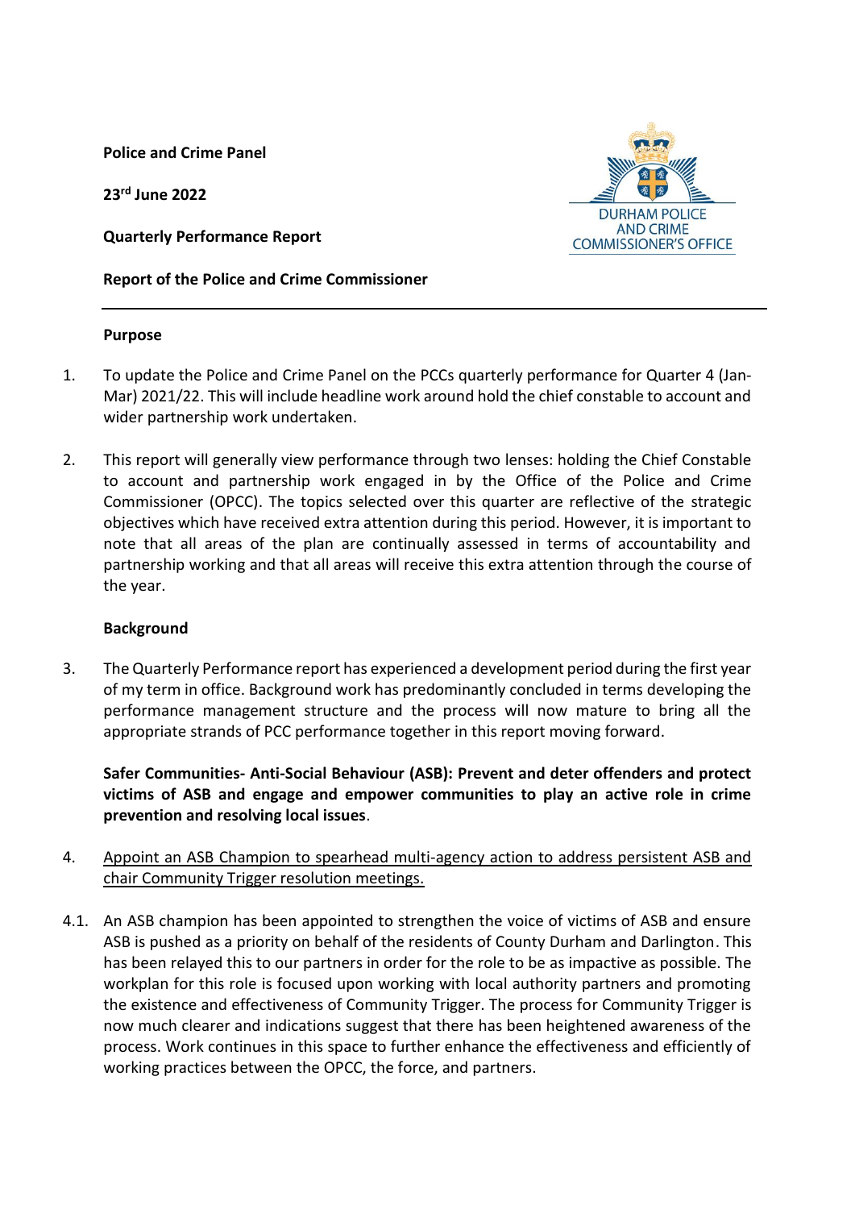**Police and Crime Panel**

**23rd June 2022**

**Quarterly Performance Report**

**Report of the Police and Crime Commissioner**

DURHAM POLICE AND CRIME COMMISSIONER'S OFFICE

---

**Purpose**

1. To update the Police and Crime Panel on the PCCs quarterly performance for Quarter 4 (Jan-Mar) 2021/22. This will include headline work around hold the chief constable to account and wider partnership work undertaken.

2. This report will generally view performance through two lenses: holding the Chief Constable to account and partnership work engaged in by the Office of the Police and Crime Commissioner (OPCC). The topics selected over this quarter are reflective of the strategic objectives which have received extra attention during this period. However, it is important to note that all areas of the plan are continually assessed in terms of accountability and partnership working and that all areas will receive this extra attention through the course of the year.

**Background**

3. The Quarterly Performance report has experienced a development period during the first year of my term in office. Background work has predominantly concluded in terms developing the performance management structure and the process will now mature to bring all the appropriate strands of PCC performance together in this report moving forward.

**Safer Communities- Anti-Social Behaviour (ASB): Prevent and deter offenders and protect victims of ASB and engage and empower communities to play an active role in crime prevention and resolving local issues**.

4. <u>Appoint an ASB Champion to spearhead multi-agency action to address persistent ASB and chair Community Trigger resolution meetings.</u>

4.1. An ASB champion has been appointed to strengthen the voice of victims of ASB and ensure ASB is pushed as a priority on behalf of the residents of County Durham and Darlington. This has been relayed this to our partners in order for the role to be as impactive as possible. The workplan for this role is focused upon working with local authority partners and promoting the existence and effectiveness of Community Trigger. The process for Community Trigger is now much clearer and indications suggest that there has been heightened awareness of the process. Work continues in this space to further enhance the effectiveness and efficiently of working practices between the OPCC, the force, and partners.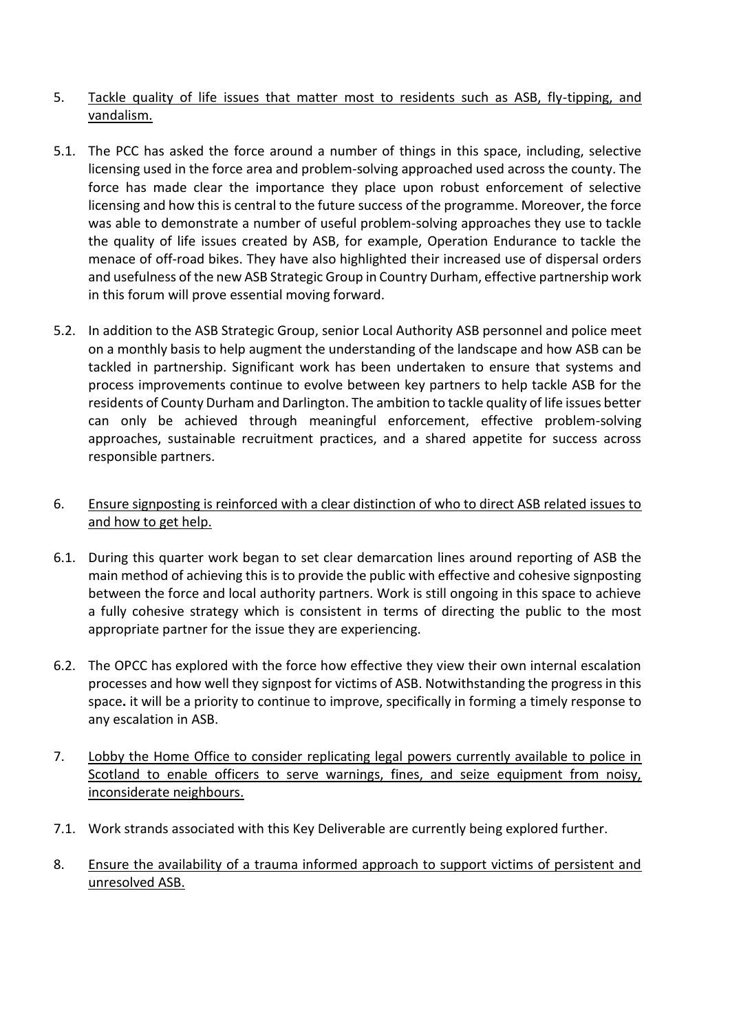5. <u>Tackle quality of life issues that matter most to residents such as ASB, fly-tipping, and vandalism.</u>

5.1. The PCC has asked the force around a number of things in this space, including, selective licensing used in the force area and problem-solving approached used across the county. The force has made clear the importance they place upon robust enforcement of selective licensing and how this is central to the future success of the programme. Moreover, the force was able to demonstrate a number of useful problem-solving approaches they use to tackle the quality of life issues created by ASB, for example, Operation Endurance to tackle the menace of off-road bikes. They have also highlighted their increased use of dispersal orders and usefulness of the new ASB Strategic Group in Country Durham, effective partnership work in this forum will prove essential moving forward.

5.2. In addition to the ASB Strategic Group, senior Local Authority ASB personnel and police meet on a monthly basis to help augment the understanding of the landscape and how ASB can be tackled in partnership. Significant work has been undertaken to ensure that systems and process improvements continue to evolve between key partners to help tackle ASB for the residents of County Durham and Darlington. The ambition to tackle quality of life issues better can only be achieved through meaningful enforcement, effective problem-solving approaches, sustainable recruitment practices, and a shared appetite for success across responsible partners.

6. <u>Ensure signposting is reinforced with a clear distinction of who to direct ASB related issues to and how to get help.</u>

6.1. During this quarter work began to set clear demarcation lines around reporting of ASB the main method of achieving this is to provide the public with effective and cohesive signposting between the force and local authority partners. Work is still ongoing in this space to achieve a fully cohesive strategy which is consistent in terms of directing the public to the most appropriate partner for the issue they are experiencing.

6.2. The OPCC has explored with the force how effective they view their own internal escalation processes and how well they signpost for victims of ASB. Notwithstanding the progress in this space**.** it will be a priority to continue to improve, specifically in forming a timely response to any escalation in ASB.

7. <u>Lobby the Home Office to consider replicating legal powers currently available to police in Scotland to enable officers to serve warnings, fines, and seize equipment from noisy, inconsiderate neighbours.</u>

7.1. Work strands associated with this Key Deliverable are currently being explored further.

8. <u>Ensure the availability of a trauma informed approach to support victims of persistent and unresolved ASB.</u>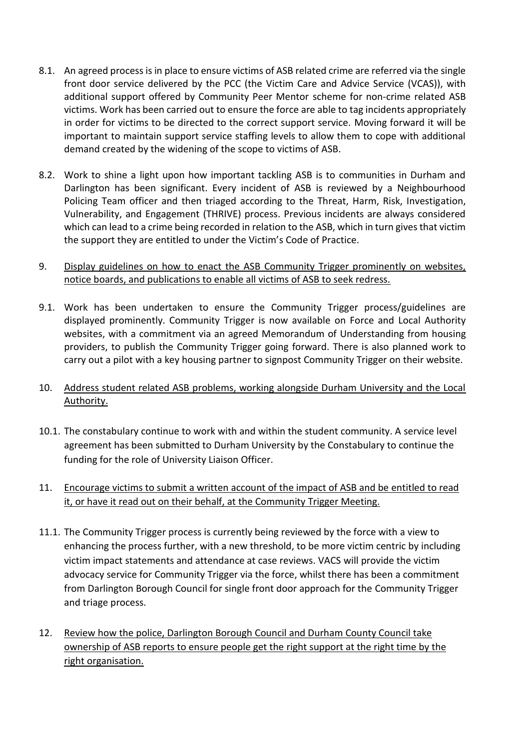8.1. An agreed process is in place to ensure victims of ASB related crime are referred via the single front door service delivered by the PCC (the Victim Care and Advice Service (VCAS)), with additional support offered by Community Peer Mentor scheme for non-crime related ASB victims. Work has been carried out to ensure the force are able to tag incidents appropriately in order for victims to be directed to the correct support service. Moving forward it will be important to maintain support service staffing levels to allow them to cope with additional demand created by the widening of the scope to victims of ASB.

8.2. Work to shine a light upon how important tackling ASB is to communities in Durham and Darlington has been significant. Every incident of ASB is reviewed by a Neighbourhood Policing Team officer and then triaged according to the Threat, Harm, Risk, Investigation, Vulnerability, and Engagement (THRIVE) process. Previous incidents are always considered which can lead to a crime being recorded in relation to the ASB, which in turn gives that victim the support they are entitled to under the Victim's Code of Practice.

9. <u>Display guidelines on how to enact the ASB Community Trigger prominently on websites, notice boards, and publications to enable all victims of ASB to seek redress.</u>

9.1. Work has been undertaken to ensure the Community Trigger process/guidelines are displayed prominently. Community Trigger is now available on Force and Local Authority websites, with a commitment via an agreed Memorandum of Understanding from housing providers, to publish the Community Trigger going forward. There is also planned work to carry out a pilot with a key housing partner to signpost Community Trigger on their website.

10. <u>Address student related ASB problems, working alongside Durham University and the Local Authority.</u>

10.1. The constabulary continue to work with and within the student community. A service level agreement has been submitted to Durham University by the Constabulary to continue the funding for the role of University Liaison Officer.

11. <u>Encourage victims to submit a written account of the impact of ASB and be entitled to read it, or have it read out on their behalf, at the Community Trigger Meeting.</u>

11.1. The Community Trigger process is currently being reviewed by the force with a view to enhancing the process further, with a new threshold, to be more victim centric by including victim impact statements and attendance at case reviews. VACS will provide the victim advocacy service for Community Trigger via the force, whilst there has been a commitment from Darlington Borough Council for single front door approach for the Community Trigger and triage process.

12. <u>Review how the police, Darlington Borough Council and Durham County Council take ownership of ASB reports to ensure people get the right support at the right time by the right organisation.</u>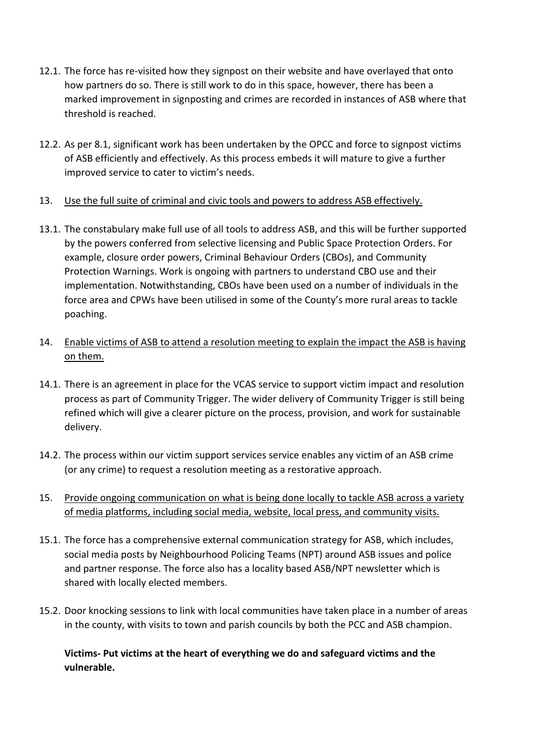12.1. The force has re-visited how they signpost on their website and have overlayed that onto how partners do so. There is still work to do in this space, however, there has been a marked improvement in signposting and crimes are recorded in instances of ASB where that threshold is reached.

12.2. As per 8.1, significant work has been undertaken by the OPCC and force to signpost victims of ASB efficiently and effectively. As this process embeds it will mature to give a further improved service to cater to victim's needs.

13. <u>Use the full suite of criminal and civic tools and powers to address ASB effectively.</u>

13.1. The constabulary make full use of all tools to address ASB, and this will be further supported by the powers conferred from selective licensing and Public Space Protection Orders. For example, closure order powers, Criminal Behaviour Orders (CBOs), and Community Protection Warnings. Work is ongoing with partners to understand CBO use and their implementation. Notwithstanding, CBOs have been used on a number of individuals in the force area and CPWs have been utilised in some of the County's more rural areas to tackle poaching.

14. <u>Enable victims of ASB to attend a resolution meeting to explain the impact the ASB is having on them.</u>

14.1. There is an agreement in place for the VCAS service to support victim impact and resolution process as part of Community Trigger. The wider delivery of Community Trigger is still being refined which will give a clearer picture on the process, provision, and work for sustainable delivery.

14.2. The process within our victim support services service enables any victim of an ASB crime (or any crime) to request a resolution meeting as a restorative approach.

15. <u>Provide ongoing communication on what is being done locally to tackle ASB across a variety of media platforms, including social media, website, local press, and community visits.</u>

15.1. The force has a comprehensive external communication strategy for ASB, which includes, social media posts by Neighbourhood Policing Teams (NPT) around ASB issues and police and partner response. The force also has a locality based ASB/NPT newsletter which is shared with locally elected members.

15.2. Door knocking sessions to link with local communities have taken place in a number of areas in the county, with visits to town and parish councils by both the PCC and ASB champion.

**Victims- Put victims at the heart of everything we do and safeguard victims and the vulnerable.**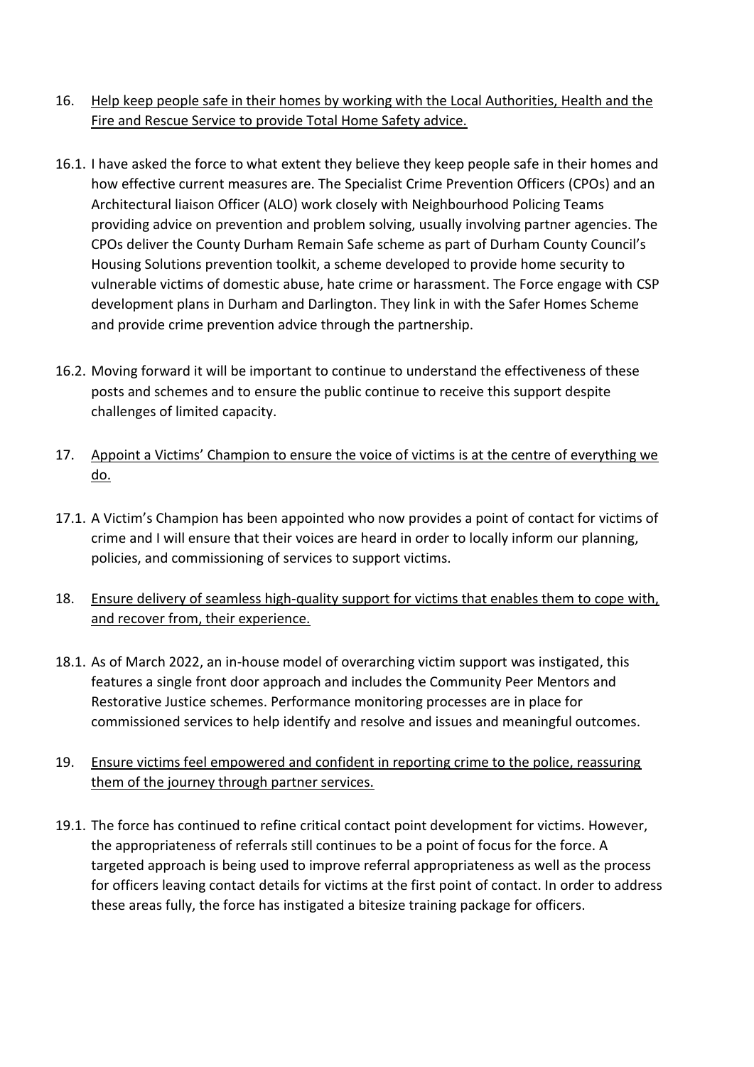16. <u>Help keep people safe in their homes by working with the Local Authorities, Health and the Fire and Rescue Service to provide Total Home Safety advice.</u>

16.1. I have asked the force to what extent they believe they keep people safe in their homes and how effective current measures are. The Specialist Crime Prevention Officers (CPOs) and an Architectural liaison Officer (ALO) work closely with Neighbourhood Policing Teams providing advice on prevention and problem solving, usually involving partner agencies. The CPOs deliver the County Durham Remain Safe scheme as part of Durham County Council's Housing Solutions prevention toolkit, a scheme developed to provide home security to vulnerable victims of domestic abuse, hate crime or harassment. The Force engage with CSP development plans in Durham and Darlington. They link in with the Safer Homes Scheme and provide crime prevention advice through the partnership.

16.2. Moving forward it will be important to continue to understand the effectiveness of these posts and schemes and to ensure the public continue to receive this support despite challenges of limited capacity.

17. <u>Appoint a Victims' Champion to ensure the voice of victims is at the centre of everything we do.</u>

17.1. A Victim's Champion has been appointed who now provides a point of contact for victims of crime and I will ensure that their voices are heard in order to locally inform our planning, policies, and commissioning of services to support victims.

18. <u>Ensure delivery of seamless high-quality support for victims that enables them to cope with, and recover from, their experience.</u>

18.1. As of March 2022, an in-house model of overarching victim support was instigated, this features a single front door approach and includes the Community Peer Mentors and Restorative Justice schemes. Performance monitoring processes are in place for commissioned services to help identify and resolve and issues and meaningful outcomes.

19. <u>Ensure victims feel empowered and confident in reporting crime to the police, reassuring them of the journey through partner services.</u>

19.1. The force has continued to refine critical contact point development for victims. However, the appropriateness of referrals still continues to be a point of focus for the force. A targeted approach is being used to improve referral appropriateness as well as the process for officers leaving contact details for victims at the first point of contact. In order to address these areas fully, the force has instigated a bitesize training package for officers.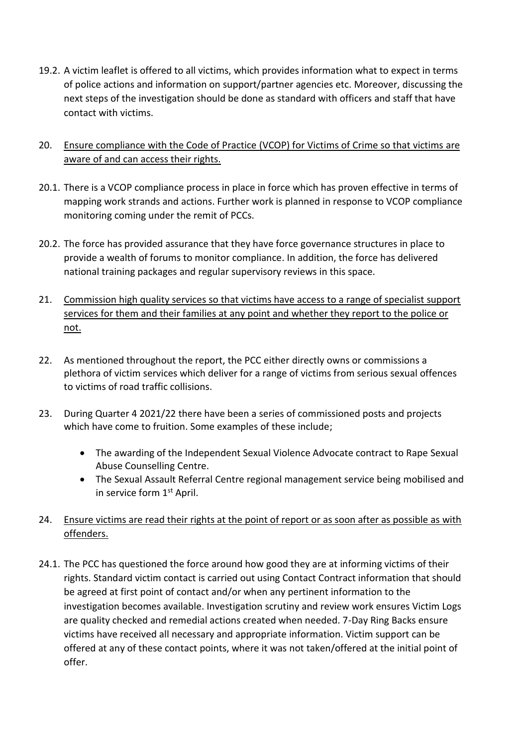19.2. A victim leaflet is offered to all victims, which provides information what to expect in terms of police actions and information on support/partner agencies etc. Moreover, discussing the next steps of the investigation should be done as standard with officers and staff that have contact with victims.

20. <u>Ensure compliance with the Code of Practice (VCOP) for Victims of Crime so that victims are aware of and can access their rights.</u>

20.1. There is a VCOP compliance process in place in force which has proven effective in terms of mapping work strands and actions. Further work is planned in response to VCOP compliance monitoring coming under the remit of PCCs.

20.2. The force has provided assurance that they have force governance structures in place to provide a wealth of forums to monitor compliance. In addition, the force has delivered national training packages and regular supervisory reviews in this space.

21. <u>Commission high quality services so that victims have access to a range of specialist support services for them and their families at any point and whether they report to the police or not.</u>

22. As mentioned throughout the report, the PCC either directly owns or commissions a plethora of victim services which deliver for a range of victims from serious sexual offences to victims of road traffic collisions.

23. During Quarter 4 2021/22 there have been a series of commissioned posts and projects which have come to fruition. Some examples of these include;

    - The awarding of the Independent Sexual Violence Advocate contract to Rape Sexual Abuse Counselling Centre.
    - The Sexual Assault Referral Centre regional management service being mobilised and in service form 1st April.

24. <u>Ensure victims are read their rights at the point of report or as soon after as possible as with offenders.</u>

24.1. The PCC has questioned the force around how good they are at informing victims of their rights. Standard victim contact is carried out using Contact Contract information that should be agreed at first point of contact and/or when any pertinent information to the investigation becomes available. Investigation scrutiny and review work ensures Victim Logs are quality checked and remedial actions created when needed. 7-Day Ring Backs ensure victims have received all necessary and appropriate information. Victim support can be offered at any of these contact points, where it was not taken/offered at the initial point of offer.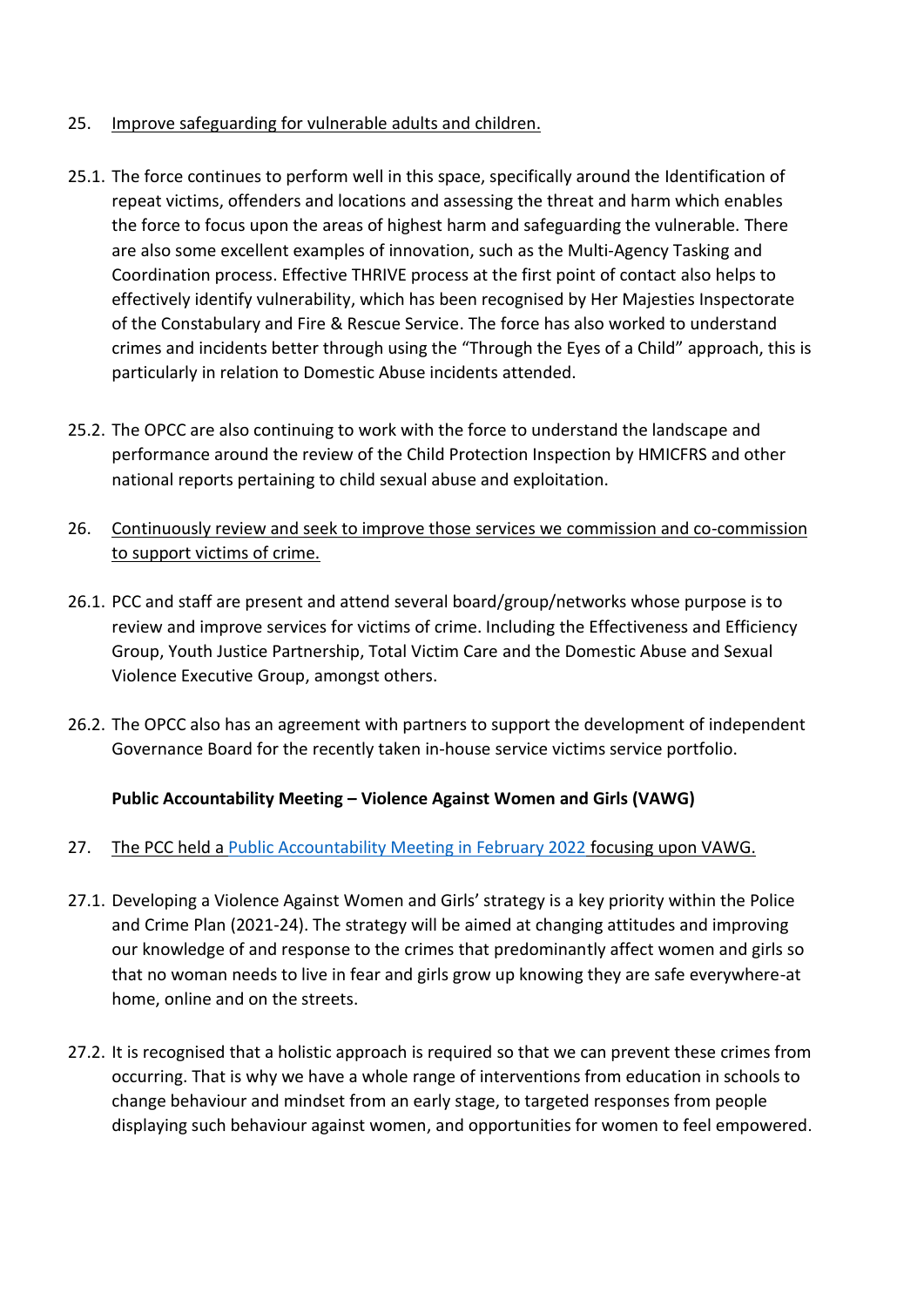25. Improve safeguarding for vulnerable adults and children.

25.1. The force continues to perform well in this space, specifically around the Identification of repeat victims, offenders and locations and assessing the threat and harm which enables the force to focus upon the areas of highest harm and safeguarding the vulnerable. There are also some excellent examples of innovation, such as the Multi-Agency Tasking and Coordination process. Effective THRIVE process at the first point of contact also helps to effectively identify vulnerability, which has been recognised by Her Majesties Inspectorate of the Constabulary and Fire & Rescue Service. The force has also worked to understand crimes and incidents better through using the "Through the Eyes of a Child" approach, this is particularly in relation to Domestic Abuse incidents attended.

25.2. The OPCC are also continuing to work with the force to understand the landscape and performance around the review of the Child Protection Inspection by HMICFRS and other national reports pertaining to child sexual abuse and exploitation.

26. Continuously review and seek to improve those services we commission and co-commission to support victims of crime.

26.1. PCC and staff are present and attend several board/group/networks whose purpose is to review and improve services for victims of crime. Including the Effectiveness and Efficiency Group, Youth Justice Partnership, Total Victim Care and the Domestic Abuse and Sexual Violence Executive Group, amongst others.

26.2. The OPCC also has an agreement with partners to support the development of independent Governance Board for the recently taken in-house service victims service portfolio.

**Public Accountability Meeting – Violence Against Women and Girls (VAWG)**

27. The PCC held a Public Accountability Meeting in February 2022 focusing upon VAWG.

27.1. Developing a Violence Against Women and Girls' strategy is a key priority within the Police and Crime Plan (2021-24). The strategy will be aimed at changing attitudes and improving our knowledge of and response to the crimes that predominantly affect women and girls so that no woman needs to live in fear and girls grow up knowing they are safe everywhere-at home, online and on the streets.

27.2. It is recognised that a holistic approach is required so that we can prevent these crimes from occurring. That is why we have a whole range of interventions from education in schools to change behaviour and mindset from an early stage, to targeted responses from people displaying such behaviour against women, and opportunities for women to feel empowered.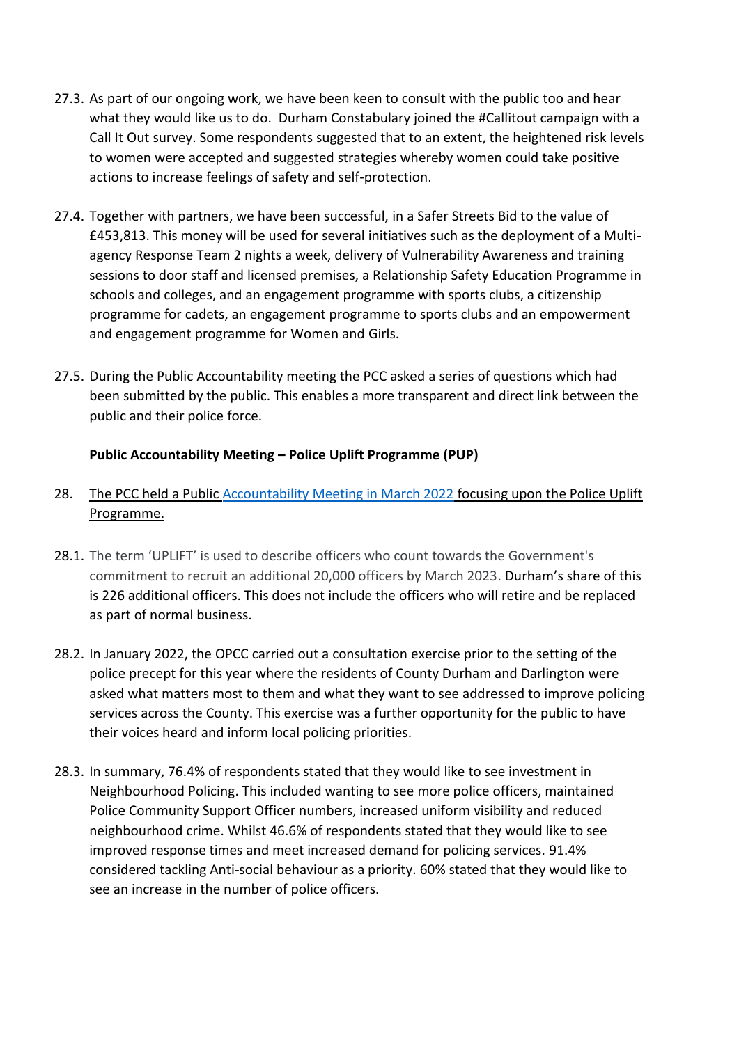27.3. As part of our ongoing work, we have been keen to consult with the public too and hear what they would like us to do. Durham Constabulary joined the #Callitout campaign with a Call It Out survey. Some respondents suggested that to an extent, the heightened risk levels to women were accepted and suggested strategies whereby women could take positive actions to increase feelings of safety and self-protection.

27.4. Together with partners, we have been successful, in a Safer Streets Bid to the value of £453,813. This money will be used for several initiatives such as the deployment of a Multi-agency Response Team 2 nights a week, delivery of Vulnerability Awareness and training sessions to door staff and licensed premises, a Relationship Safety Education Programme in schools and colleges, and an engagement programme with sports clubs, a citizenship programme for cadets, an engagement programme to sports clubs and an empowerment and engagement programme for Women and Girls.

27.5. During the Public Accountability meeting the PCC asked a series of questions which had been submitted by the public. This enables a more transparent and direct link between the public and their police force.

**Public Accountability Meeting – Police Uplift Programme (PUP)**

28. The PCC held a Public Accountability Meeting in March 2022 focusing upon the Police Uplift Programme.

28.1. The term 'UPLIFT' is used to describe officers who count towards the Government's commitment to recruit an additional 20,000 officers by March 2023. Durham's share of this is 226 additional officers. This does not include the officers who will retire and be replaced as part of normal business.

28.2. In January 2022, the OPCC carried out a consultation exercise prior to the setting of the police precept for this year where the residents of County Durham and Darlington were asked what matters most to them and what they want to see addressed to improve policing services across the County. This exercise was a further opportunity for the public to have their voices heard and inform local policing priorities.

28.3. In summary, 76.4% of respondents stated that they would like to see investment in Neighbourhood Policing. This included wanting to see more police officers, maintained Police Community Support Officer numbers, increased uniform visibility and reduced neighbourhood crime. Whilst 46.6% of respondents stated that they would like to see improved response times and meet increased demand for policing services. 91.4% considered tackling Anti-social behaviour as a priority. 60% stated that they would like to see an increase in the number of police officers.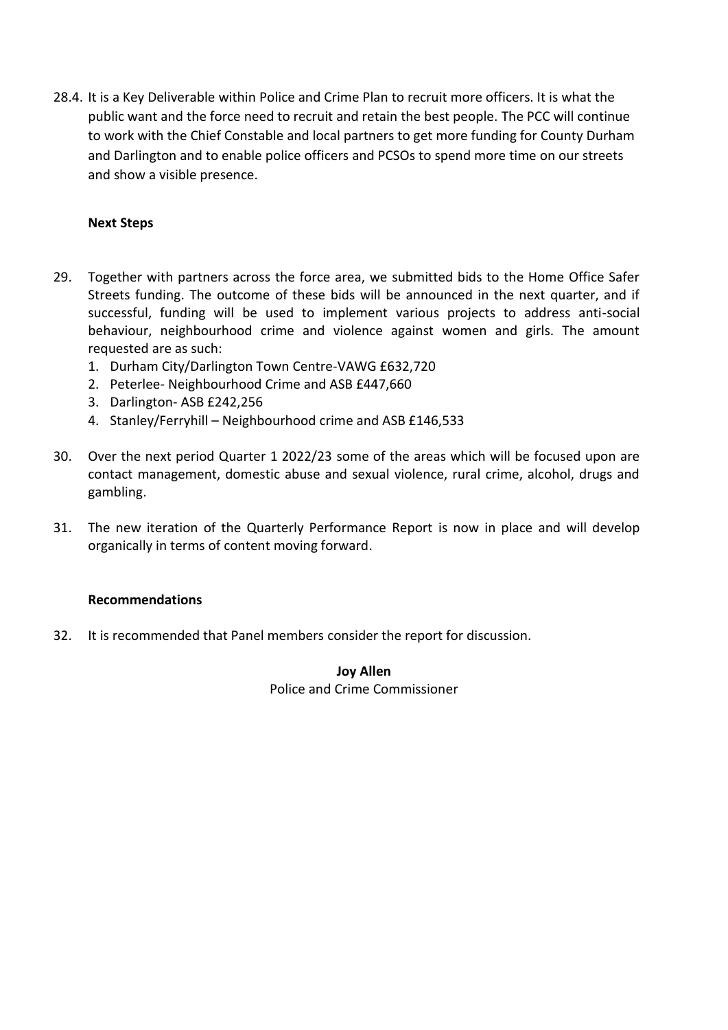28.4. It is a Key Deliverable within Police and Crime Plan to recruit more officers. It is what the public want and the force need to recruit and retain the best people. The PCC will continue to work with the Chief Constable and local partners to get more funding for County Durham and Darlington and to enable police officers and PCSOs to spend more time on our streets and show a visible presence.

**Next Steps**

29. Together with partners across the force area, we submitted bids to the Home Office Safer Streets funding. The outcome of these bids will be announced in the next quarter, and if successful, funding will be used to implement various projects to address anti-social behaviour, neighbourhood crime and violence against women and girls. The amount requested are as such:
    1. Durham City/Darlington Town Centre-VAWG £632,720
    2. Peterlee- Neighbourhood Crime and ASB £447,660
    3. Darlington- ASB £242,256
    4. Stanley/Ferryhill – Neighbourhood crime and ASB £146,533

30. Over the next period Quarter 1 2022/23 some of the areas which will be focused upon are contact management, domestic abuse and sexual violence, rural crime, alcohol, drugs and gambling.

31. The new iteration of the Quarterly Performance Report is now in place and will develop organically in terms of content moving forward.

**Recommendations**

32. It is recommended that Panel members consider the report for discussion.

**Joy Allen**
Police and Crime Commissioner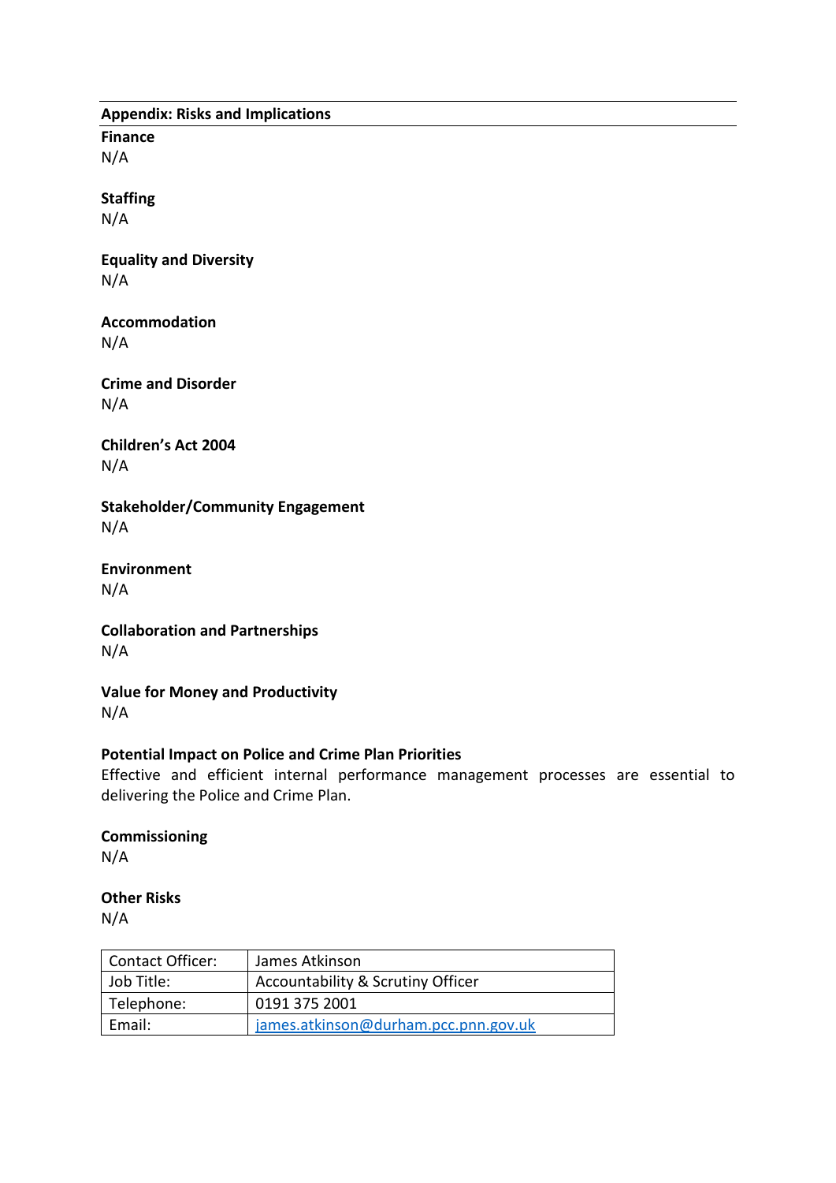## Appendix: Risks and Implications

**Finance**

N/A

**Staffing**

N/A

**Equality and Diversity**

N/A

**Accommodation**

N/A

**Crime and Disorder**

N/A

**Children's Act 2004**

N/A

**Stakeholder/Community Engagement**

N/A

**Environment**

N/A

**Collaboration and Partnerships**

N/A

**Value for Money and Productivity**

N/A

**Potential Impact on Police and Crime Plan Priorities**

Effective and efficient internal performance management processes are essential to delivering the Police and Crime Plan.

**Commissioning**

N/A

**Other Risks**

N/A

| | |
|---|---|
| Contact Officer: | James Atkinson |
| Job Title: | Accountability & Scrutiny Officer |
| Telephone: | 0191 375 2001 |
| Email: | james.atkinson@durham.pcc.pnn.gov.uk |